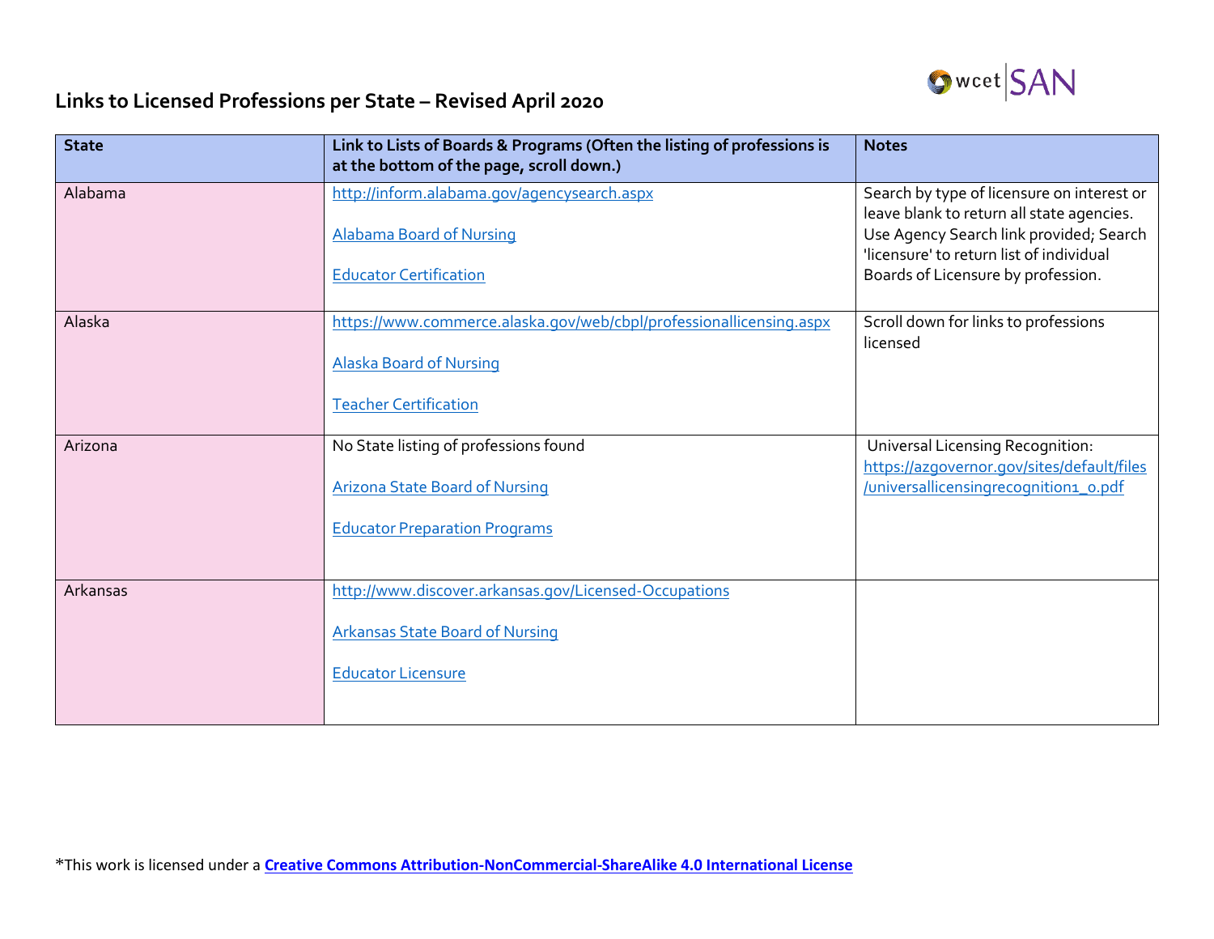# Links to Licensed Professions per State – Revised April 2020

| State | Link to Lists of Boards & Programs (Often the listing of professions is at the bottom of the page, scroll down.) | Notes |
|---|---|---|
| Alabama | http://inform.alabama.gov/agencysearch.aspx<br><br>Alabama Board of Nursing<br><br>Educator Certification | Search by type of licensure on interest or leave blank to return all state agencies. Use Agency Search link provided; Search 'licensure' to return list of individual Boards of Licensure by profession. |
| Alaska | https://www.commerce.alaska.gov/web/cbpl/professionallicensing.aspx<br><br>Alaska Board of Nursing<br><br>Teacher Certification | Scroll down for links to professions licensed |
| Arizona | No State listing of professions found<br><br>Arizona State Board of Nursing<br><br>Educator Preparation Programs | Universal Licensing Recognition: https://azgovernor.gov/sites/default/files/universallicensingrecognition1_0.pdf |
| Arkansas | http://www.discover.arkansas.gov/Licensed-Occupations<br><br>Arkansas State Board of Nursing<br><br>Educator Licensure | |

*This work is licensed under a **Creative Commons Attribution-NonCommercial-ShareAlike 4.0 International License**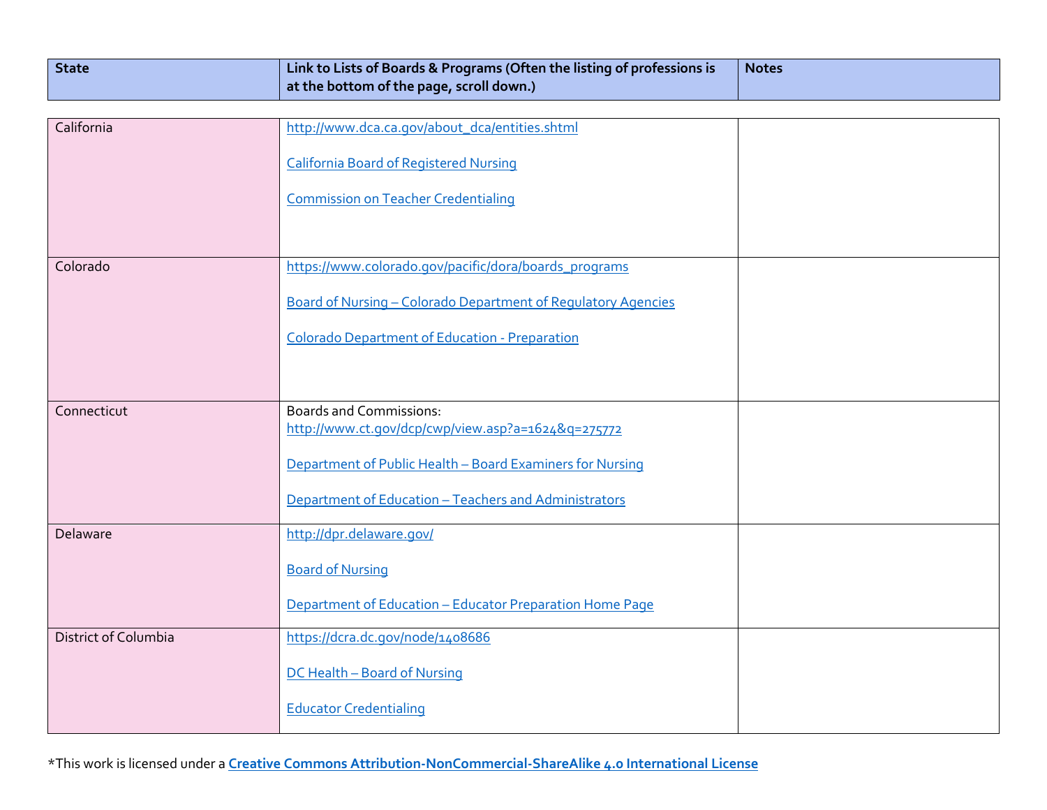| State | Link to Lists of Boards & Programs (Often the listing of professions is at the bottom of the page, scroll down.) | Notes |
|---|---|---|
| California | http://www.dca.ca.gov/about_dca/entities.shtml<br><br>California Board of Registered Nursing<br><br>Commission on Teacher Credentialing | |
| Colorado | https://www.colorado.gov/pacific/dora/boards_programs<br><br>Board of Nursing – Colorado Department of Regulatory Agencies<br><br>Colorado Department of Education - Preparation | |
| Connecticut | Boards and Commissions:<br>http://www.ct.gov/dcp/cwp/view.asp?a=1624&q=275772<br><br>Department of Public Health – Board Examiners for Nursing<br><br>Department of Education – Teachers and Administrators | |
| Delaware | http://dpr.delaware.gov/<br><br>Board of Nursing<br><br>Department of Education – Educator Preparation Home Page | |
| District of Columbia | https://dcra.dc.gov/node/1408686<br><br>DC Health – Board of Nursing<br><br>Educator Credentialing | |

*This work is licensed under a **Creative Commons Attribution-NonCommercial-ShareAlike 4.0 International License**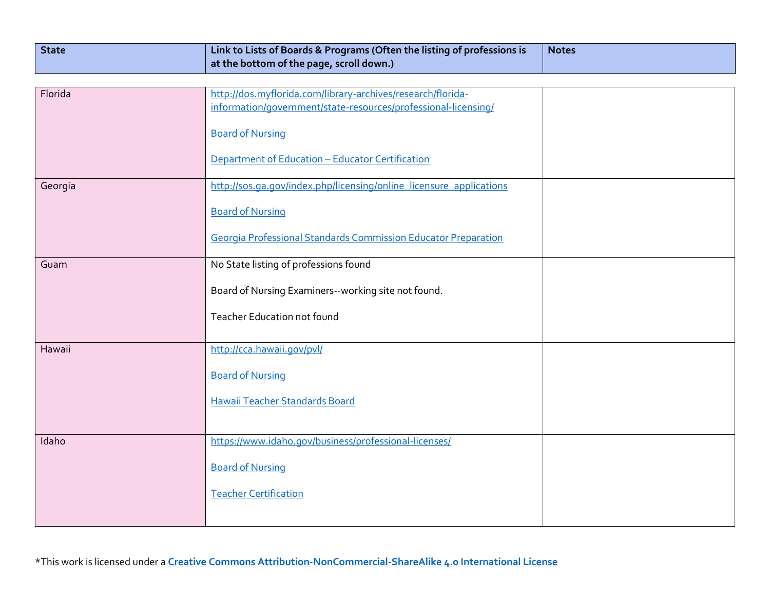| State | Link to Lists of Boards & Programs (Often the listing of professions is at the bottom of the page, scroll down.) | Notes |
|---|---|---|
| Florida | http://dos.myflorida.com/library-archives/research/florida-information/government/state-resources/professional-licensing/<br><br>Board of Nursing<br><br>Department of Education – Educator Certification | |
| Georgia | http://sos.ga.gov/index.php/licensing/online_licensure_applications<br><br>Board of Nursing<br><br>Georgia Professional Standards Commission Educator Preparation | |
| Guam | No State listing of professions found<br><br>Board of Nursing Examiners--working site not found.<br><br>Teacher Education not found | |
| Hawaii | http://cca.hawaii.gov/pvl/<br><br>Board of Nursing<br><br>Hawaii Teacher Standards Board | |
| Idaho | https://www.idaho.gov/business/professional-licenses/<br><br>Board of Nursing<br><br>Teacher Certification | |

*This work is licensed under a **Creative Commons Attribution-NonCommercial-ShareAlike 4.0 International License**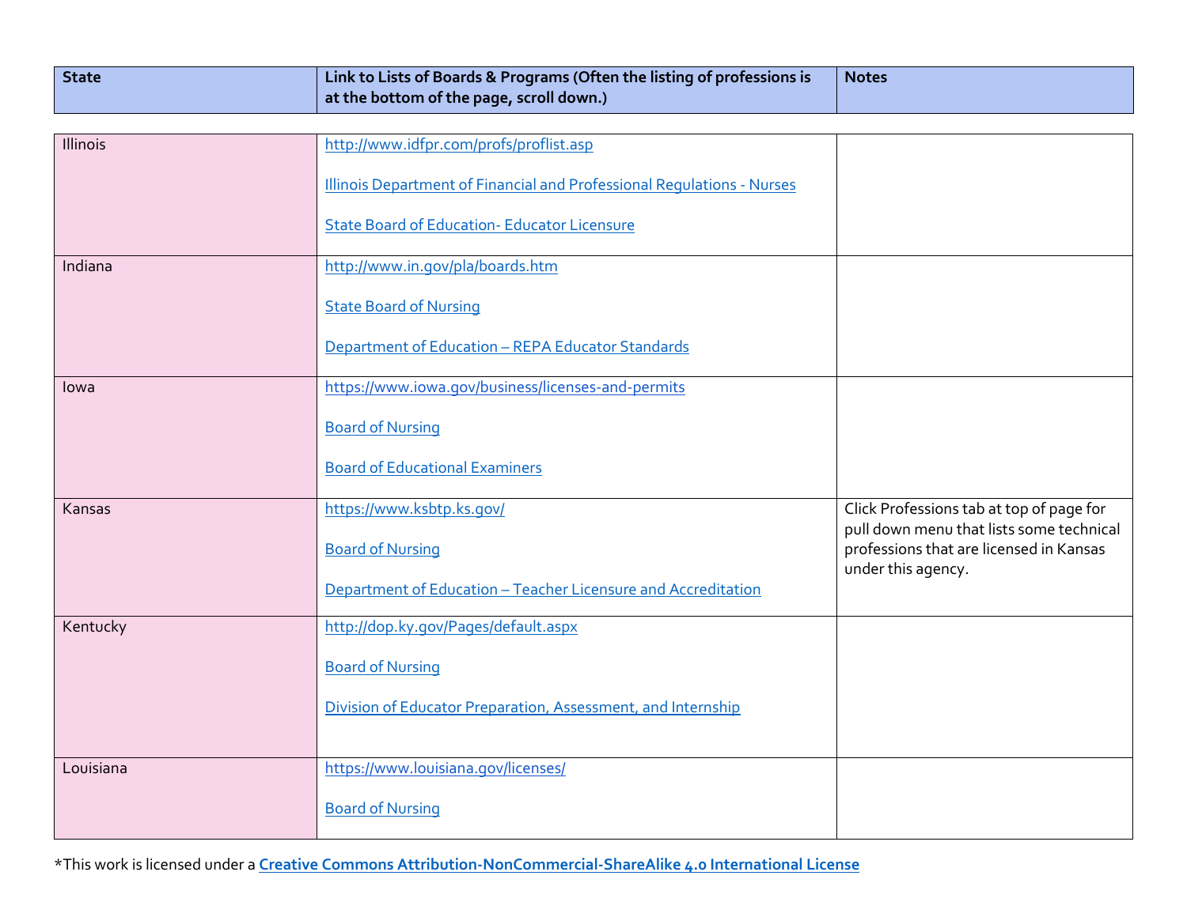| State | Link to Lists of Boards & Programs (Often the listing of professions is at the bottom of the page, scroll down.) | Notes |
|---|---|---|
| Illinois | http://www.idfpr.com/profs/proflist.asp<br><br>Illinois Department of Financial and Professional Regulations - Nurses<br><br>State Board of Education- Educator Licensure | |
| Indiana | http://www.in.gov/pla/boards.htm<br><br>State Board of Nursing<br><br>Department of Education – REPA Educator Standards | |
| Iowa | https://www.iowa.gov/business/licenses-and-permits<br><br>Board of Nursing<br><br>Board of Educational Examiners | |
| Kansas | https://www.ksbtp.ks.gov/<br><br>Board of Nursing<br><br>Department of Education – Teacher Licensure and Accreditation | Click Professions tab at top of page for pull down menu that lists some technical professions that are licensed in Kansas under this agency. |
| Kentucky | http://dop.ky.gov/Pages/default.aspx<br><br>Board of Nursing<br><br>Division of Educator Preparation, Assessment, and Internship | |
| Louisiana | https://www.louisiana.gov/licenses/<br><br>Board of Nursing | |

*This work is licensed under a **Creative Commons Attribution-NonCommercial-ShareAlike 4.0 International License**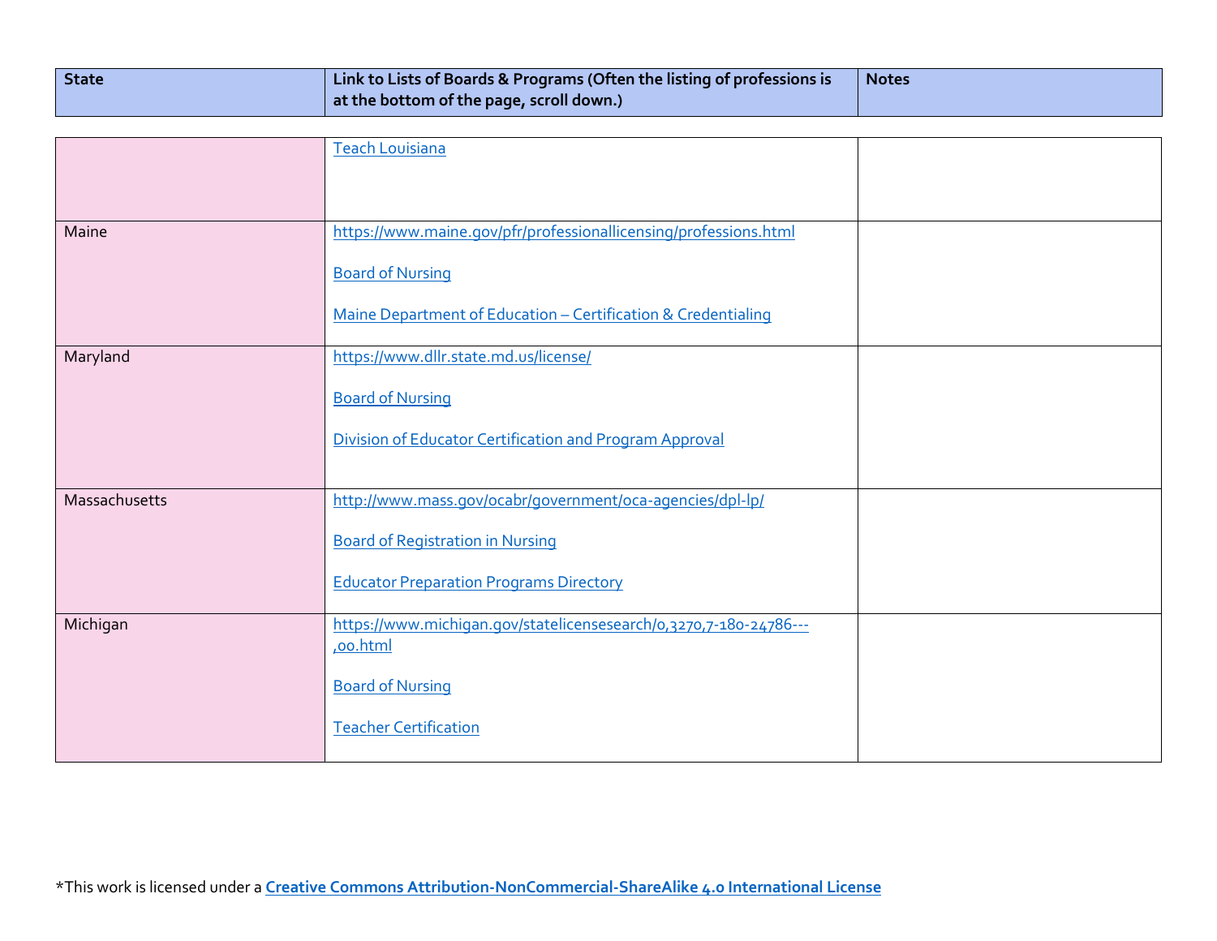| State | Link to Lists of Boards & Programs (Often the listing of professions is at the bottom of the page, scroll down.) | Notes |
|---|---|---|
| | Teach Louisiana | |
| Maine | https://www.maine.gov/pfr/professionallicensing/professions.html<br><br>Board of Nursing<br><br>Maine Department of Education – Certification & Credentialing | |
| Maryland | https://www.dllr.state.md.us/license/<br><br>Board of Nursing<br><br>Division of Educator Certification and Program Approval | |
| Massachusetts | http://www.mass.gov/ocabr/government/oca-agencies/dpl-lp/<br><br>Board of Registration in Nursing<br><br>Educator Preparation Programs Directory | |
| Michigan | https://www.michigan.gov/statelicensesearch/0,3270,7-180-24786---,00.html<br><br>Board of Nursing<br><br>Teacher Certification | |

*This work is licensed under a **Creative Commons Attribution-NonCommercial-ShareAlike 4.0 International License**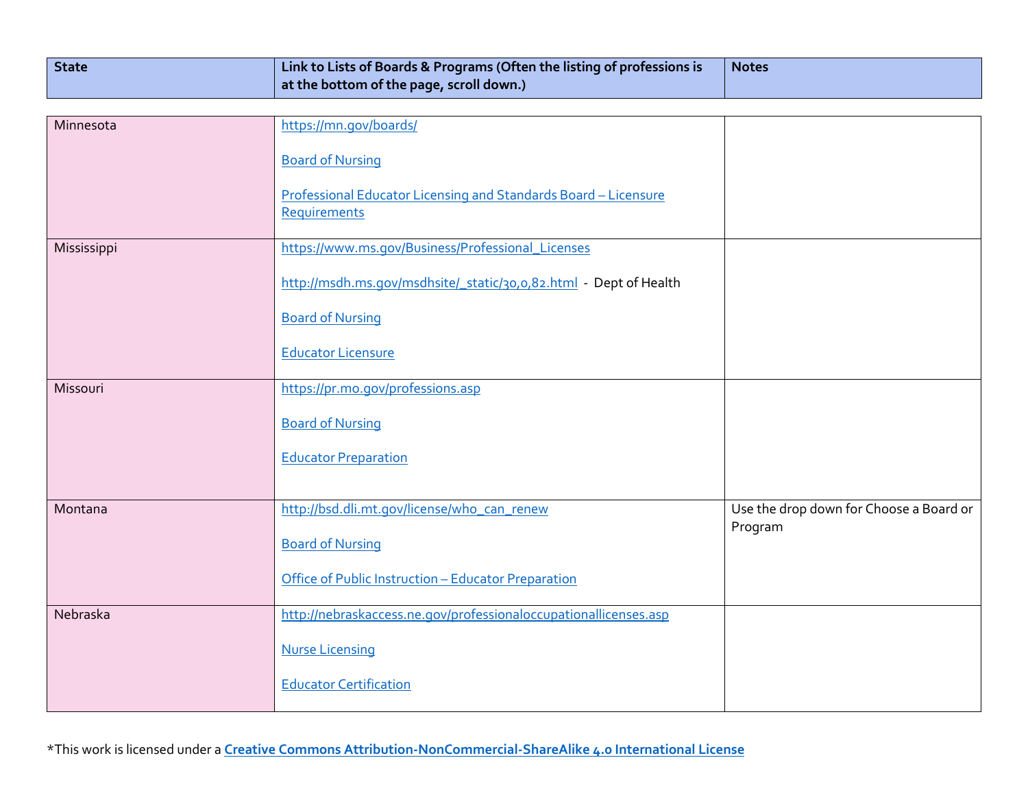| State | Link to Lists of Boards & Programs (Often the listing of professions is at the bottom of the page, scroll down.) | Notes |
|---|---|---|
| Minnesota | https://mn.gov/boards/<br><br>Board of Nursing<br><br>Professional Educator Licensing and Standards Board – Licensure Requirements | |
| Mississippi | https://www.ms.gov/Business/Professional_Licenses<br><br>http://msdh.ms.gov/msdhsite/_static/30,0,82.html - Dept of Health<br><br>Board of Nursing<br><br>Educator Licensure | |
| Missouri | https://pr.mo.gov/professions.asp<br><br>Board of Nursing<br><br>Educator Preparation | |
| Montana | http://bsd.dli.mt.gov/license/who_can_renew<br><br>Board of Nursing<br><br>Office of Public Instruction – Educator Preparation | Use the drop down for Choose a Board or Program |
| Nebraska | http://nebraskaccess.ne.gov/professionaloccupationallicenses.asp<br><br>Nurse Licensing<br><br>Educator Certification | |

*This work is licensed under a **Creative Commons Attribution-NonCommercial-ShareAlike 4.0 International License**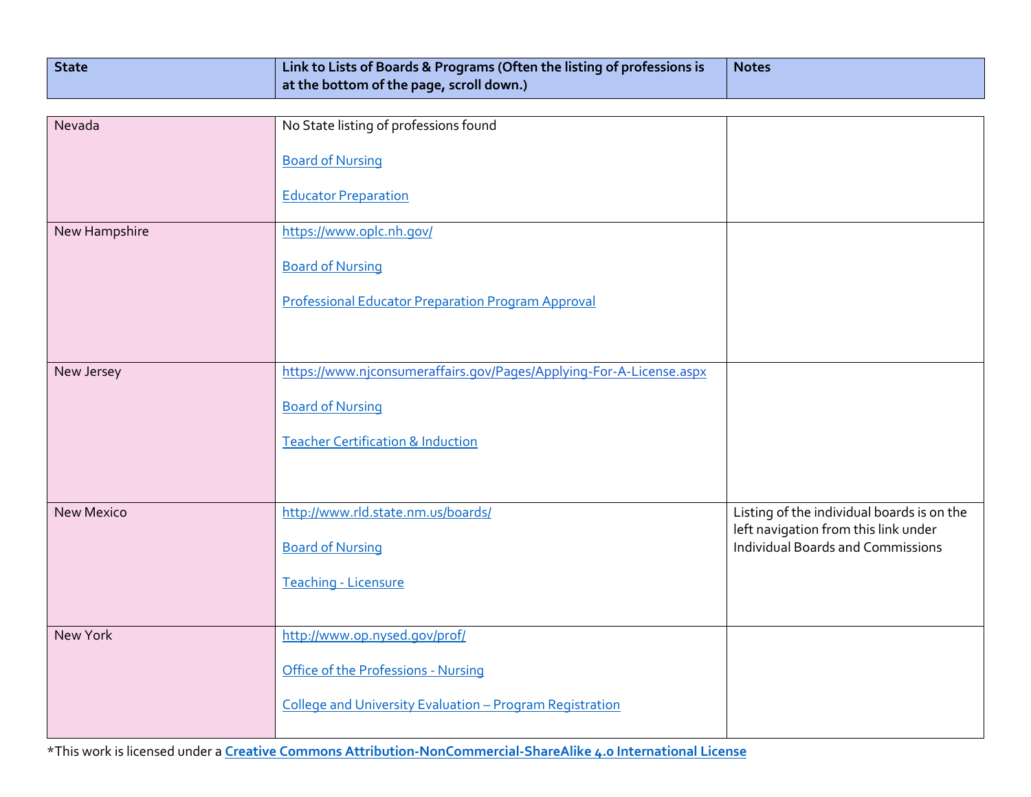| State | Link to Lists of Boards & Programs (Often the listing of professions is at the bottom of the page, scroll down.) | Notes |
|---|---|---|
| Nevada | No State listing of professions found<br><br>Board of Nursing<br><br>Educator Preparation | |
| New Hampshire | https://www.oplc.nh.gov/<br><br>Board of Nursing<br><br>Professional Educator Preparation Program Approval | |
| New Jersey | https://www.njconsumeraffairs.gov/Pages/Applying-For-A-License.aspx<br><br>Board of Nursing<br><br>Teacher Certification & Induction | |
| New Mexico | http://www.rld.state.nm.us/boards/<br><br>Board of Nursing<br><br>Teaching - Licensure | Listing of the individual boards is on the left navigation from this link under Individual Boards and Commissions |
| New York | http://www.op.nysed.gov/prof/<br><br>Office of the Professions - Nursing<br><br>College and University Evaluation – Program Registration | |

*This work is licensed under a **Creative Commons Attribution-NonCommercial-ShareAlike 4.0 International License**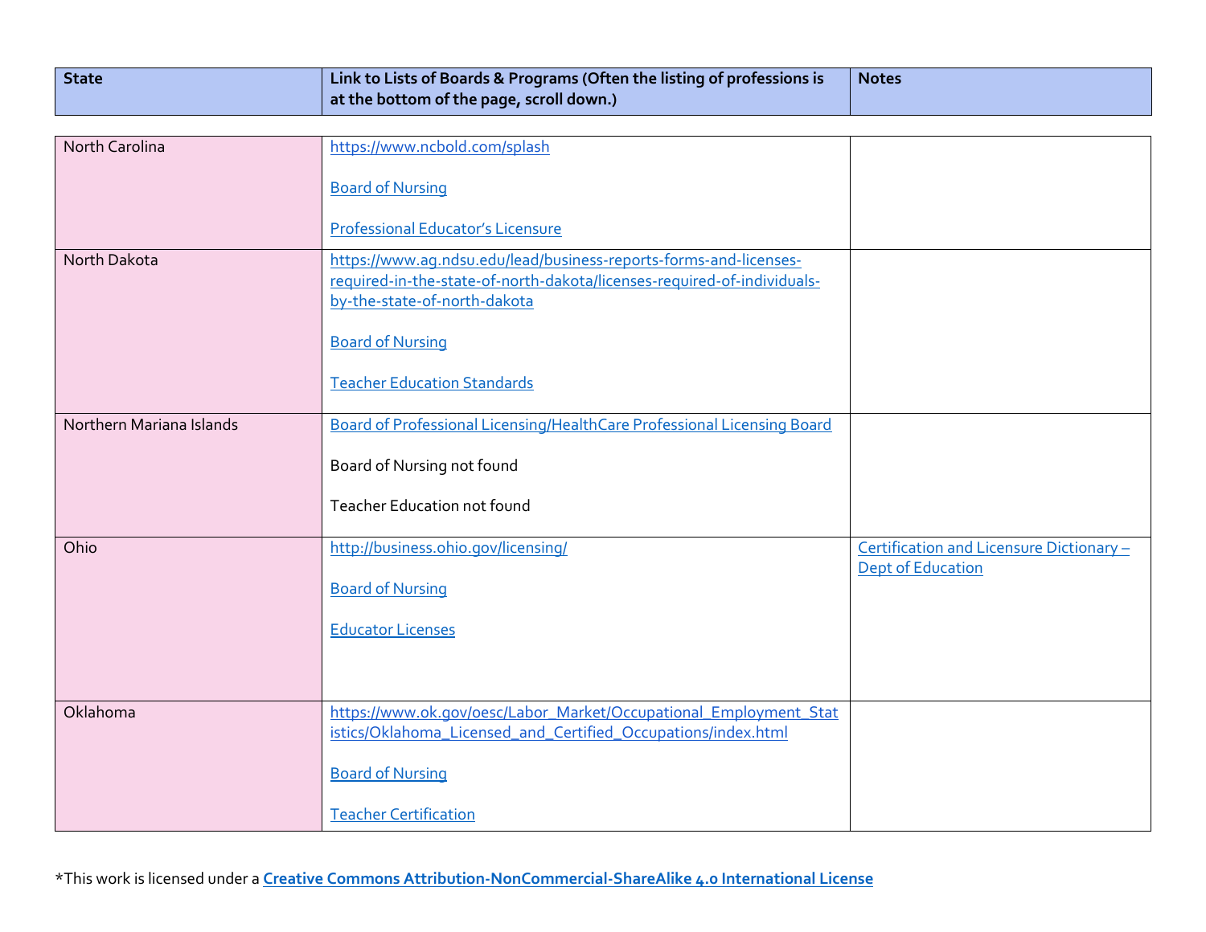| State | Link to Lists of Boards & Programs (Often the listing of professions is at the bottom of the page, scroll down.) | Notes |
|---|---|---|
| North Carolina | https://www.ncbold.com/splash<br><br>Board of Nursing<br><br>Professional Educator's Licensure | |
| North Dakota | https://www.ag.ndsu.edu/lead/business-reports-forms-and-licenses-required-in-the-state-of-north-dakota/licenses-required-of-individuals-by-the-state-of-north-dakota<br><br>Board of Nursing<br><br>Teacher Education Standards | |
| Northern Mariana Islands | Board of Professional Licensing/HealthCare Professional Licensing Board<br><br>Board of Nursing not found<br><br>Teacher Education not found | |
| Ohio | http://business.ohio.gov/licensing/<br><br>Board of Nursing<br><br>Educator Licenses | Certification and Licensure Dictionary – Dept of Education |
| Oklahoma | https://www.ok.gov/oesc/Labor_Market/Occupational_Employment_Statistics/Oklahoma_Licensed_and_Certified_Occupations/index.html<br><br>Board of Nursing<br><br>Teacher Certification | |

*This work is licensed under a **Creative Commons Attribution-NonCommercial-ShareAlike 4.0 International License**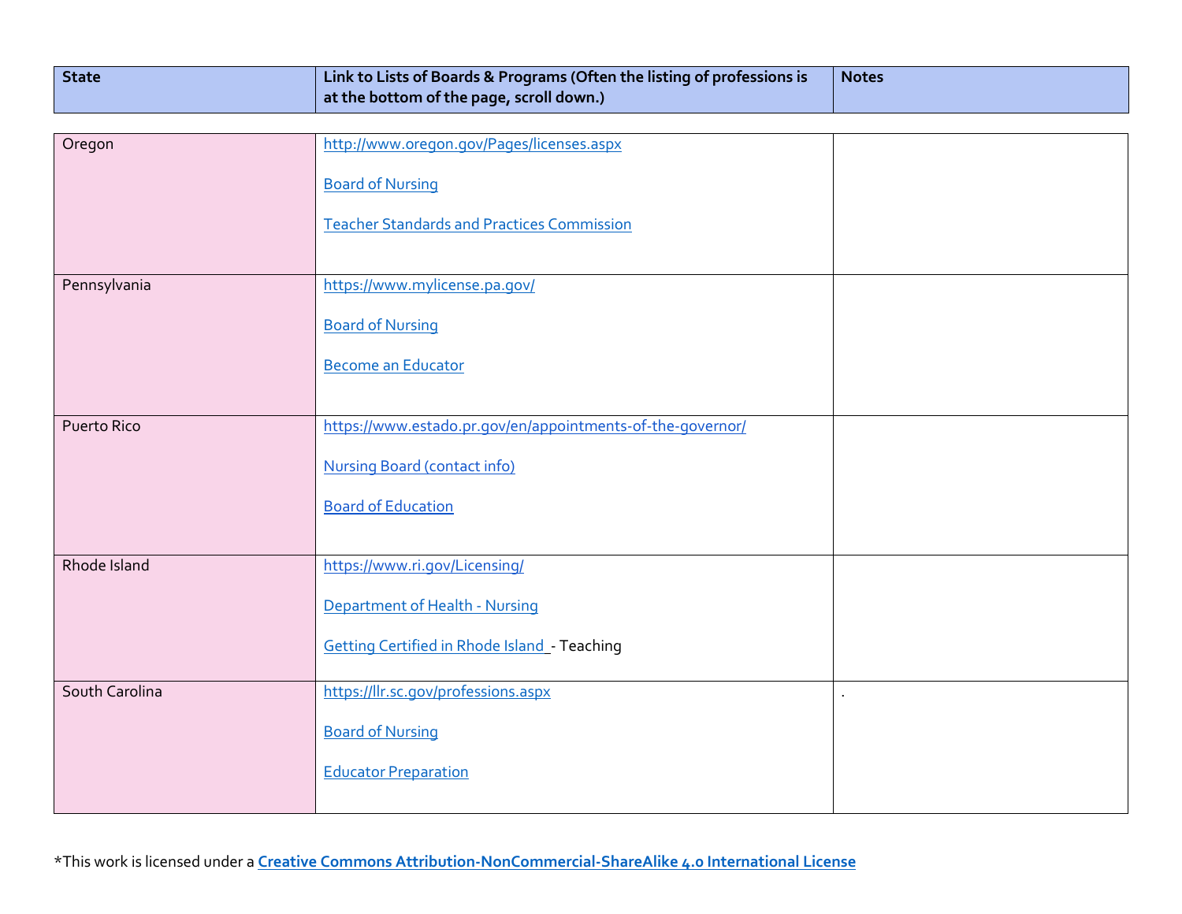| State | Link to Lists of Boards & Programs (Often the listing of professions is at the bottom of the page, scroll down.) | Notes |
|---|---|---|
| Oregon | http://www.oregon.gov/Pages/licenses.aspx<br><br>Board of Nursing<br><br>Teacher Standards and Practices Commission | |
| Pennsylvania | https://www.mylicense.pa.gov/<br><br>Board of Nursing<br><br>Become an Educator | |
| Puerto Rico | https://www.estado.pr.gov/en/appointments-of-the-governor/<br><br>Nursing Board (contact info)<br><br>Board of Education | |
| Rhode Island | https://www.ri.gov/Licensing/<br><br>Department of Health - Nursing<br><br>Getting Certified in Rhode Island - Teaching | |
| South Carolina | https://llr.sc.gov/professions.aspx<br><br>Board of Nursing<br><br>Educator Preparation | . |

*This work is licensed under a **Creative Commons Attribution-NonCommercial-ShareAlike 4.0 International License**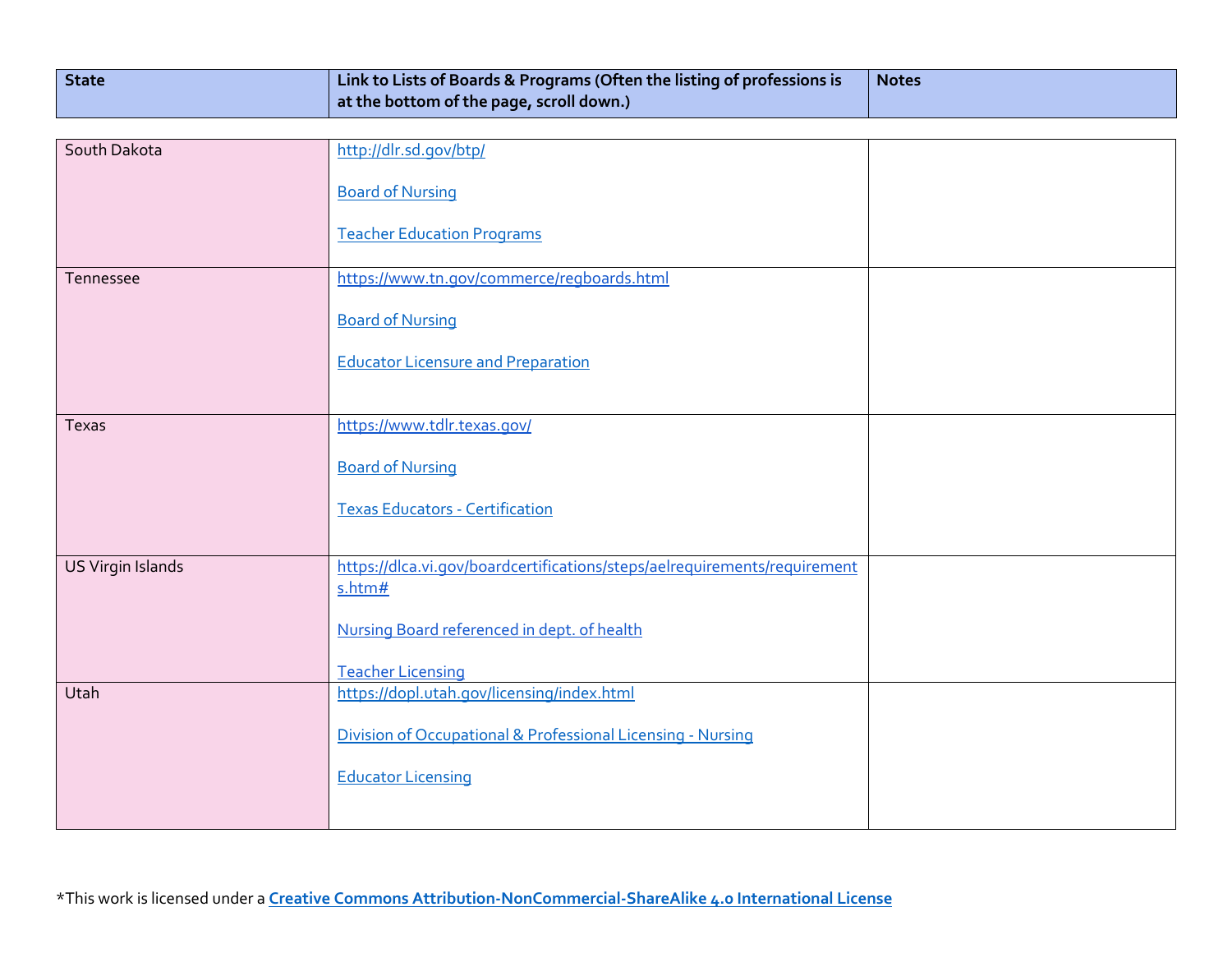| State | Link to Lists of Boards & Programs (Often the listing of professions is at the bottom of the page, scroll down.) | Notes |
|---|---|---|
| South Dakota | http://dlr.sd.gov/btp/<br><br>Board of Nursing<br><br>Teacher Education Programs | |
| Tennessee | https://www.tn.gov/commerce/regboards.html<br><br>Board of Nursing<br><br>Educator Licensure and Preparation | |
| Texas | https://www.tdlr.texas.gov/<br><br>Board of Nursing<br><br>Texas Educators - Certification | |
| US Virgin Islands | https://dlca.vi.gov/boardcertifications/steps/aelrequirements/requirements.htm#<br><br>Nursing Board referenced in dept. of health<br><br>Teacher Licensing | |
| Utah | https://dopl.utah.gov/licensing/index.html<br><br>Division of Occupational & Professional Licensing - Nursing<br><br>Educator Licensing | |

*This work is licensed under a **Creative Commons Attribution-NonCommercial-ShareAlike 4.0 International License**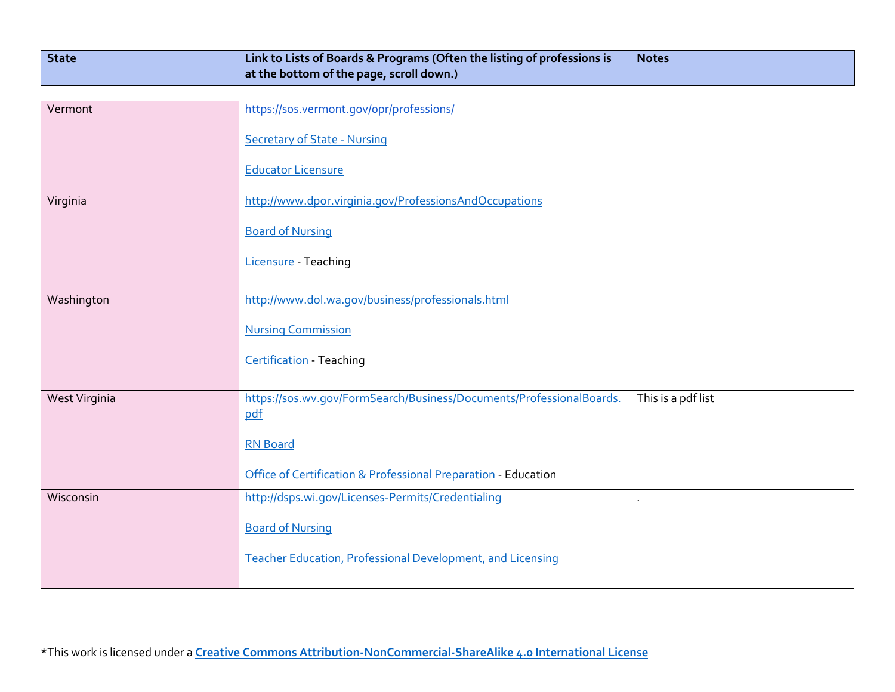| State | Link to Lists of Boards & Programs (Often the listing of professions is at the bottom of the page, scroll down.) | Notes |
|---|---|---|
| Vermont | https://sos.vermont.gov/opr/professions/<br><br>Secretary of State - Nursing<br><br>Educator Licensure | |
| Virginia | http://www.dpor.virginia.gov/ProfessionsAndOccupations<br><br>Board of Nursing<br><br>Licensure - Teaching | |
| Washington | http://www.dol.wa.gov/business/professionals.html<br><br>Nursing Commission<br><br>Certification - Teaching | |
| West Virginia | https://sos.wv.gov/FormSearch/Business/Documents/ProfessionalBoards.pdf<br><br>RN Board<br><br>Office of Certification & Professional Preparation - Education | This is a pdf list |
| Wisconsin | http://dsps.wi.gov/Licenses-Permits/Credentialing<br><br>Board of Nursing<br><br>Teacher Education, Professional Development, and Licensing | . |

*This work is licensed under a **Creative Commons Attribution-NonCommercial-ShareAlike 4.0 International License**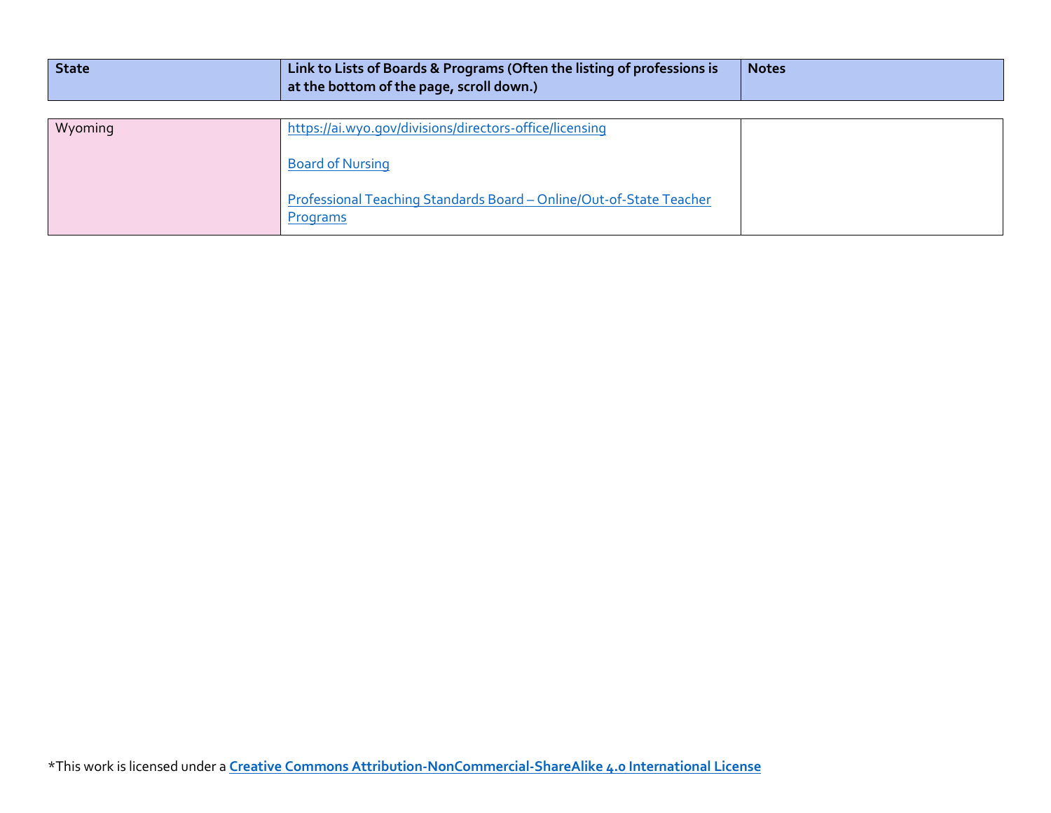| State | Link to Lists of Boards & Programs (Often the listing of professions is at the bottom of the page, scroll down.) | Notes |
|---|---|---|
| Wyoming | https://ai.wyo.gov/divisions/directors-office/licensing<br><br>Board of Nursing<br><br>Professional Teaching Standards Board – Online/Out-of-State Teacher Programs | |

*This work is licensed under a **Creative Commons Attribution-NonCommercial-ShareAlike 4.0 International License**